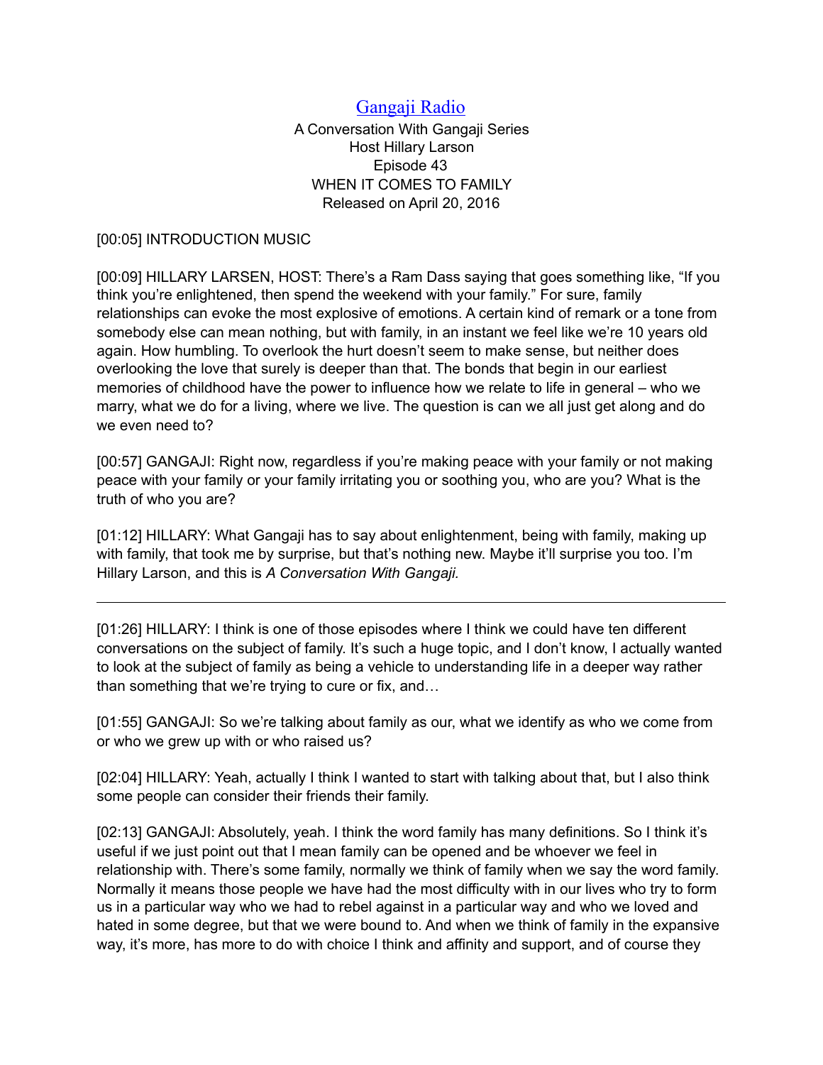[Gangaji Radio](#)

A Conversation With Gangaji Series
Host Hillary Larson
Episode 43
WHEN IT COMES TO FAMILY
Released on April 20, 2016

[00:05] INTRODUCTION MUSIC

[00:09] HILLARY LARSEN, HOST: There's a Ram Dass saying that goes something like, "If you think you're enlightened, then spend the weekend with your family." For sure, family relationships can evoke the most explosive of emotions. A certain kind of remark or a tone from somebody else can mean nothing, but with family, in an instant we feel like we're 10 years old again. How humbling. To overlook the hurt doesn't seem to make sense, but neither does overlooking the love that surely is deeper than that. The bonds that begin in our earliest memories of childhood have the power to influence how we relate to life in general – who we marry, what we do for a living, where we live. The question is can we all just get along and do we even need to?

[00:57] GANGAJI: Right now, regardless if you're making peace with your family or not making peace with your family or your family irritating you or soothing you, who are you? What is the truth of who you are?

[01:12] HILLARY: What Gangaji has to say about enlightenment, being with family, making up with family, that took me by surprise, but that's nothing new. Maybe it'll surprise you too. I'm Hillary Larson, and this is *A Conversation With Gangaji.*

---

[01:26] HILLARY: I think is one of those episodes where I think we could have ten different conversations on the subject of family. It's such a huge topic, and I don't know, I actually wanted to look at the subject of family as being a vehicle to understanding life in a deeper way rather than something that we're trying to cure or fix, and…

[01:55] GANGAJI: So we're talking about family as our, what we identify as who we come from or who we grew up with or who raised us?

[02:04] HILLARY: Yeah, actually I think I wanted to start with talking about that, but I also think some people can consider their friends their family.

[02:13] GANGAJI: Absolutely, yeah. I think the word family has many definitions. So I think it's useful if we just point out that I mean family can be opened and be whoever we feel in relationship with. There's some family, normally we think of family when we say the word family. Normally it means those people we have had the most difficulty with in our lives who try to form us in a particular way who we had to rebel against in a particular way and who we loved and hated in some degree, but that we were bound to. And when we think of family in the expansive way, it's more, has more to do with choice I think and affinity and support, and of course they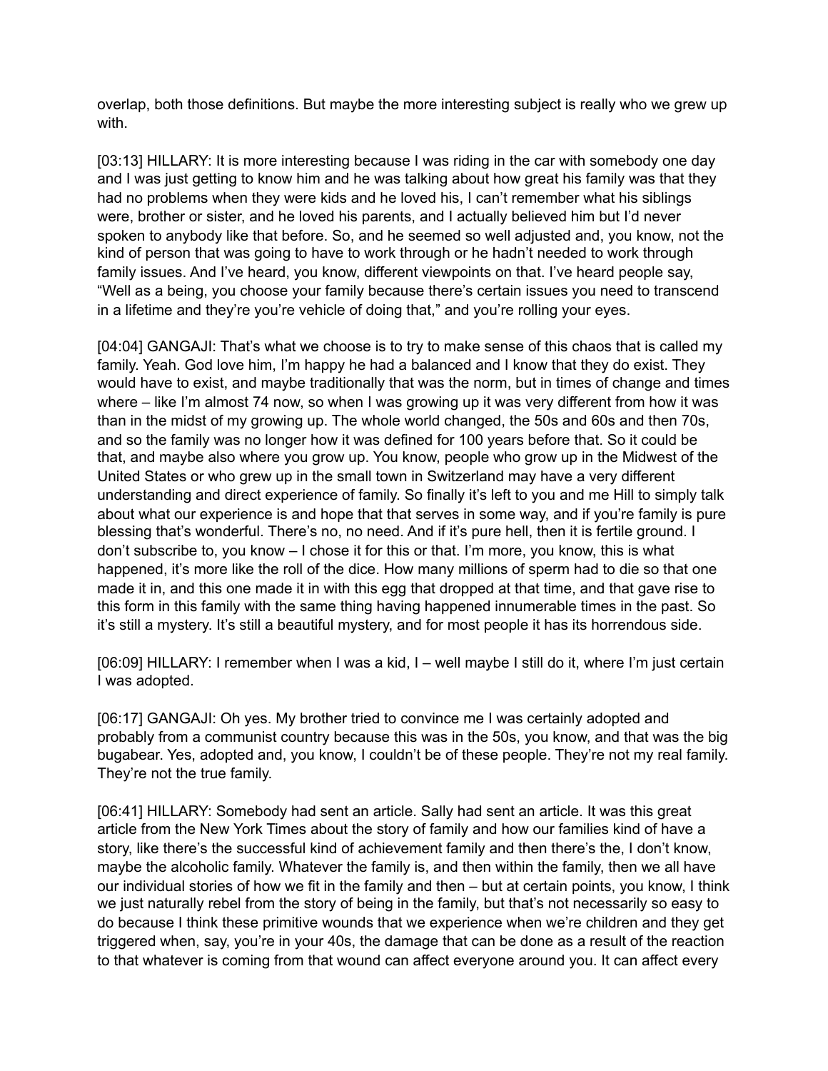overlap, both those definitions. But maybe the more interesting subject is really who we grew up with.

[03:13] HILLARY: It is more interesting because I was riding in the car with somebody one day and I was just getting to know him and he was talking about how great his family was that they had no problems when they were kids and he loved his, I can't remember what his siblings were, brother or sister, and he loved his parents, and I actually believed him but I'd never spoken to anybody like that before. So, and he seemed so well adjusted and, you know, not the kind of person that was going to have to work through or he hadn't needed to work through family issues. And I've heard, you know, different viewpoints on that. I've heard people say, "Well as a being, you choose your family because there's certain issues you need to transcend in a lifetime and they're you're vehicle of doing that," and you're rolling your eyes.

[04:04] GANGAJI: That's what we choose is to try to make sense of this chaos that is called my family. Yeah. God love him, I'm happy he had a balanced and I know that they do exist. They would have to exist, and maybe traditionally that was the norm, but in times of change and times where – like I'm almost 74 now, so when I was growing up it was very different from how it was than in the midst of my growing up. The whole world changed, the 50s and 60s and then 70s, and so the family was no longer how it was defined for 100 years before that. So it could be that, and maybe also where you grow up. You know, people who grow up in the Midwest of the United States or who grew up in the small town in Switzerland may have a very different understanding and direct experience of family. So finally it's left to you and me Hill to simply talk about what our experience is and hope that that serves in some way, and if you're family is pure blessing that's wonderful. There's no, no need. And if it's pure hell, then it is fertile ground. I don't subscribe to, you know – I chose it for this or that. I'm more, you know, this is what happened, it's more like the roll of the dice. How many millions of sperm had to die so that one made it in, and this one made it in with this egg that dropped at that time, and that gave rise to this form in this family with the same thing having happened innumerable times in the past. So it's still a mystery. It's still a beautiful mystery, and for most people it has its horrendous side.

[06:09] HILLARY: I remember when I was a kid, I – well maybe I still do it, where I'm just certain I was adopted.

[06:17] GANGAJI: Oh yes. My brother tried to convince me I was certainly adopted and probably from a communist country because this was in the 50s, you know, and that was the big bugabear. Yes, adopted and, you know, I couldn't be of these people. They're not my real family. They're not the true family.

[06:41] HILLARY: Somebody had sent an article. Sally had sent an article. It was this great article from the New York Times about the story of family and how our families kind of have a story, like there's the successful kind of achievement family and then there's the, I don't know, maybe the alcoholic family. Whatever the family is, and then within the family, then we all have our individual stories of how we fit in the family and then – but at certain points, you know, I think we just naturally rebel from the story of being in the family, but that's not necessarily so easy to do because I think these primitive wounds that we experience when we're children and they get triggered when, say, you're in your 40s, the damage that can be done as a result of the reaction to that whatever is coming from that wound can affect everyone around you. It can affect every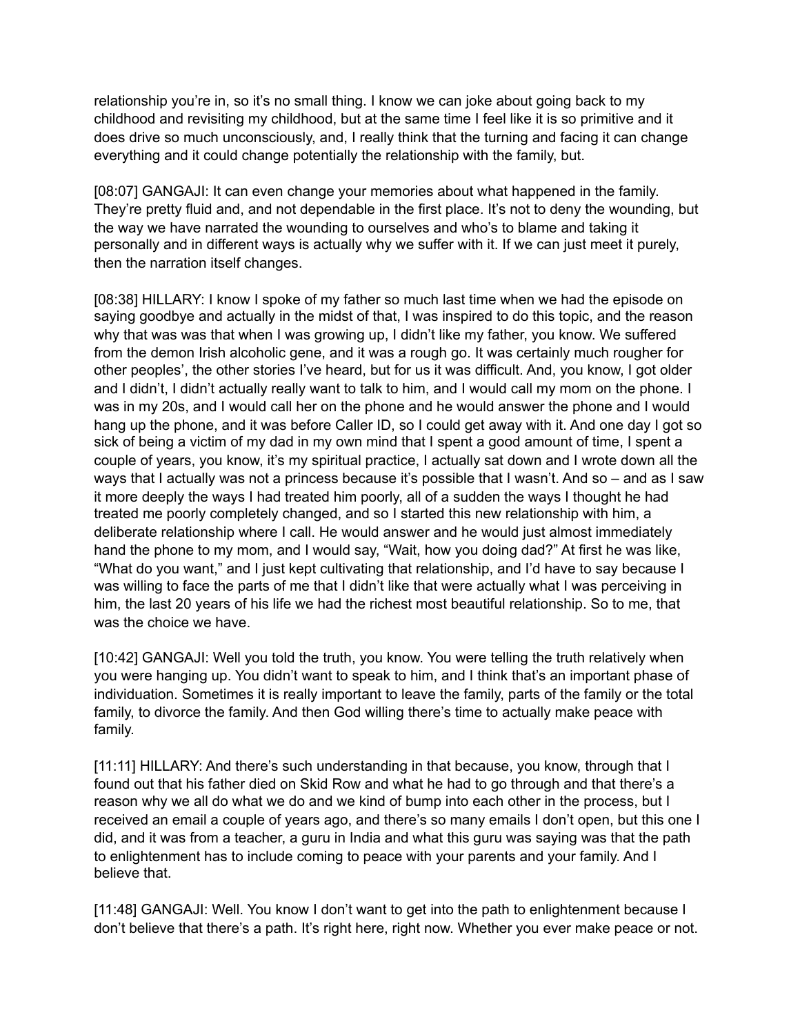relationship you're in, so it's no small thing. I know we can joke about going back to my childhood and revisiting my childhood, but at the same time I feel like it is so primitive and it does drive so much unconsciously, and, I really think that the turning and facing it can change everything and it could change potentially the relationship with the family, but.

[08:07] GANGAJI: It can even change your memories about what happened in the family. They're pretty fluid and, and not dependable in the first place. It's not to deny the wounding, but the way we have narrated the wounding to ourselves and who's to blame and taking it personally and in different ways is actually why we suffer with it. If we can just meet it purely, then the narration itself changes.

[08:38] HILLARY: I know I spoke of my father so much last time when we had the episode on saying goodbye and actually in the midst of that, I was inspired to do this topic, and the reason why that was was that when I was growing up, I didn't like my father, you know. We suffered from the demon Irish alcoholic gene, and it was a rough go. It was certainly much rougher for other peoples', the other stories I've heard, but for us it was difficult. And, you know, I got older and I didn't, I didn't actually really want to talk to him, and I would call my mom on the phone. I was in my 20s, and I would call her on the phone and he would answer the phone and I would hang up the phone, and it was before Caller ID, so I could get away with it. And one day I got so sick of being a victim of my dad in my own mind that I spent a good amount of time, I spent a couple of years, you know, it's my spiritual practice, I actually sat down and I wrote down all the ways that I actually was not a princess because it's possible that I wasn't. And so – and as I saw it more deeply the ways I had treated him poorly, all of a sudden the ways I thought he had treated me poorly completely changed, and so I started this new relationship with him, a deliberate relationship where I call. He would answer and he would just almost immediately hand the phone to my mom, and I would say, "Wait, how you doing dad?" At first he was like, "What do you want," and I just kept cultivating that relationship, and I'd have to say because I was willing to face the parts of me that I didn't like that were actually what I was perceiving in him, the last 20 years of his life we had the richest most beautiful relationship. So to me, that was the choice we have.

[10:42] GANGAJI: Well you told the truth, you know. You were telling the truth relatively when you were hanging up. You didn't want to speak to him, and I think that's an important phase of individuation. Sometimes it is really important to leave the family, parts of the family or the total family, to divorce the family. And then God willing there's time to actually make peace with family.

[11:11] HILLARY: And there's such understanding in that because, you know, through that I found out that his father died on Skid Row and what he had to go through and that there's a reason why we all do what we do and we kind of bump into each other in the process, but I received an email a couple of years ago, and there's so many emails I don't open, but this one I did, and it was from a teacher, a guru in India and what this guru was saying was that the path to enlightenment has to include coming to peace with your parents and your family. And I believe that.

[11:48] GANGAJI: Well. You know I don't want to get into the path to enlightenment because I don't believe that there's a path. It's right here, right now. Whether you ever make peace or not.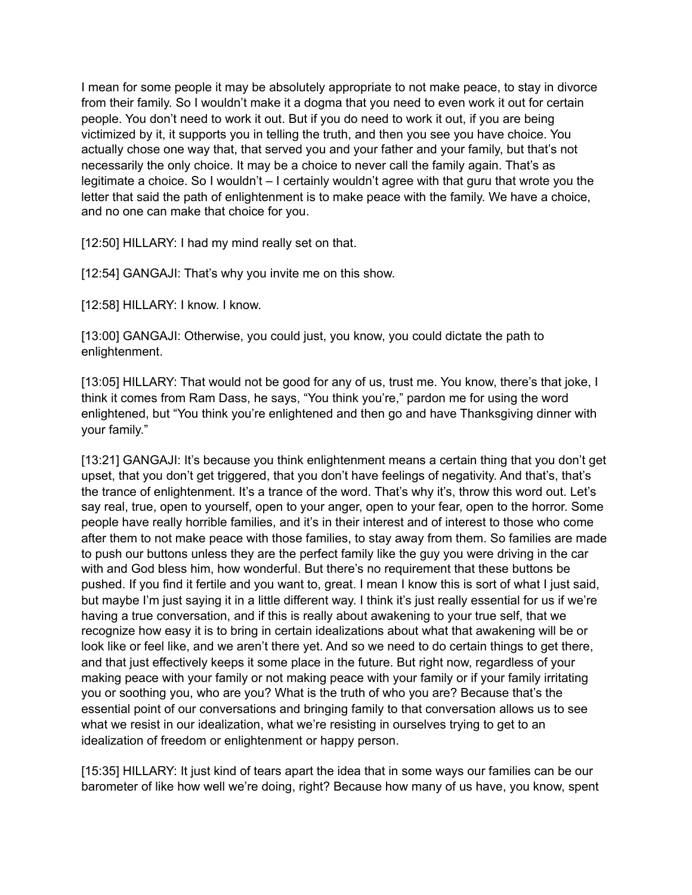I mean for some people it may be absolutely appropriate to not make peace, to stay in divorce from their family. So I wouldn't make it a dogma that you need to even work it out for certain people. You don't need to work it out. But if you do need to work it out, if you are being victimized by it, it supports you in telling the truth, and then you see you have choice. You actually chose one way that, that served you and your father and your family, but that's not necessarily the only choice. It may be a choice to never call the family again. That's as legitimate a choice. So I wouldn't – I certainly wouldn't agree with that guru that wrote you the letter that said the path of enlightenment is to make peace with the family. We have a choice, and no one can make that choice for you.

[12:50] HILLARY: I had my mind really set on that.

[12:54] GANGAJI: That's why you invite me on this show.

[12:58] HILLARY: I know. I know.

[13:00] GANGAJI: Otherwise, you could just, you know, you could dictate the path to enlightenment.

[13:05] HILLARY: That would not be good for any of us, trust me. You know, there's that joke, I think it comes from Ram Dass, he says, "You think you're," pardon me for using the word enlightened, but "You think you're enlightened and then go and have Thanksgiving dinner with your family."

[13:21] GANGAJI: It's because you think enlightenment means a certain thing that you don't get upset, that you don't get triggered, that you don't have feelings of negativity. And that's, that's the trance of enlightenment. It's a trance of the word. That's why it's, throw this word out. Let's say real, true, open to yourself, open to your anger, open to your fear, open to the horror. Some people have really horrible families, and it's in their interest and of interest to those who come after them to not make peace with those families, to stay away from them. So families are made to push our buttons unless they are the perfect family like the guy you were driving in the car with and God bless him, how wonderful. But there's no requirement that these buttons be pushed. If you find it fertile and you want to, great. I mean I know this is sort of what I just said, but maybe I'm just saying it in a little different way. I think it's just really essential for us if we're having a true conversation, and if this is really about awakening to your true self, that we recognize how easy it is to bring in certain idealizations about what that awakening will be or look like or feel like, and we aren't there yet. And so we need to do certain things to get there, and that just effectively keeps it some place in the future. But right now, regardless of your making peace with your family or not making peace with your family or if your family irritating you or soothing you, who are you? What is the truth of who you are? Because that's the essential point of our conversations and bringing family to that conversation allows us to see what we resist in our idealization, what we're resisting in ourselves trying to get to an idealization of freedom or enlightenment or happy person.

[15:35] HILLARY: It just kind of tears apart the idea that in some ways our families can be our barometer of like how well we're doing, right? Because how many of us have, you know, spent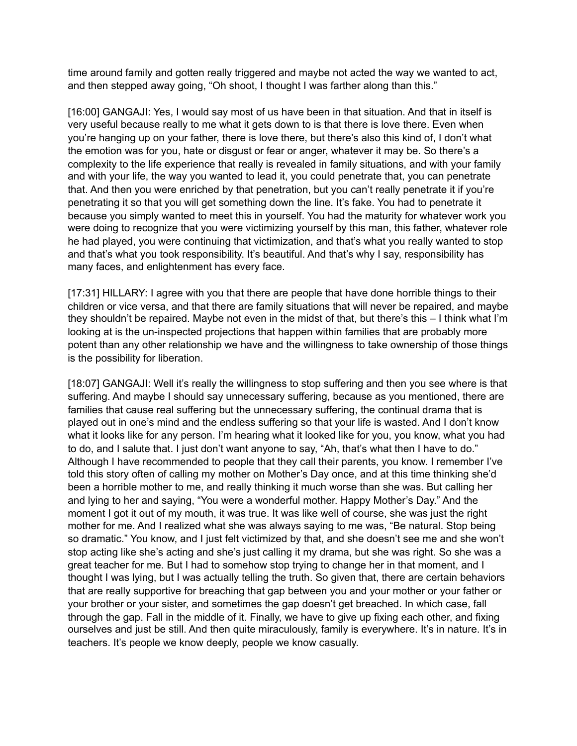time around family and gotten really triggered and maybe not acted the way we wanted to act, and then stepped away going, "Oh shoot, I thought I was farther along than this."

[16:00] GANGAJI: Yes, I would say most of us have been in that situation. And that in itself is very useful because really to me what it gets down to is that there is love there. Even when you're hanging up on your father, there is love there, but there's also this kind of, I don't what the emotion was for you, hate or disgust or fear or anger, whatever it may be. So there's a complexity to the life experience that really is revealed in family situations, and with your family and with your life, the way you wanted to lead it, you could penetrate that, you can penetrate that. And then you were enriched by that penetration, but you can't really penetrate it if you're penetrating it so that you will get something down the line. It's fake. You had to penetrate it because you simply wanted to meet this in yourself. You had the maturity for whatever work you were doing to recognize that you were victimizing yourself by this man, this father, whatever role he had played, you were continuing that victimization, and that's what you really wanted to stop and that's what you took responsibility. It's beautiful. And that's why I say, responsibility has many faces, and enlightenment has every face.

[17:31] HILLARY: I agree with you that there are people that have done horrible things to their children or vice versa, and that there are family situations that will never be repaired, and maybe they shouldn't be repaired. Maybe not even in the midst of that, but there's this – I think what I'm looking at is the un-inspected projections that happen within families that are probably more potent than any other relationship we have and the willingness to take ownership of those things is the possibility for liberation.

[18:07] GANGAJI: Well it's really the willingness to stop suffering and then you see where is that suffering. And maybe I should say unnecessary suffering, because as you mentioned, there are families that cause real suffering but the unnecessary suffering, the continual drama that is played out in one's mind and the endless suffering so that your life is wasted. And I don't know what it looks like for any person. I'm hearing what it looked like for you, you know, what you had to do, and I salute that. I just don't want anyone to say, "Ah, that's what then I have to do." Although I have recommended to people that they call their parents, you know. I remember I've told this story often of calling my mother on Mother's Day once, and at this time thinking she'd been a horrible mother to me, and really thinking it much worse than she was. But calling her and lying to her and saying, "You were a wonderful mother. Happy Mother's Day." And the moment I got it out of my mouth, it was true. It was like well of course, she was just the right mother for me. And I realized what she was always saying to me was, "Be natural. Stop being so dramatic." You know, and I just felt victimized by that, and she doesn't see me and she won't stop acting like she's acting and she's just calling it my drama, but she was right. So she was a great teacher for me. But I had to somehow stop trying to change her in that moment, and I thought I was lying, but I was actually telling the truth. So given that, there are certain behaviors that are really supportive for breaching that gap between you and your mother or your father or your brother or your sister, and sometimes the gap doesn't get breached. In which case, fall through the gap. Fall in the middle of it. Finally, we have to give up fixing each other, and fixing ourselves and just be still. And then quite miraculously, family is everywhere. It's in nature. It's in teachers. It's people we know deeply, people we know casually.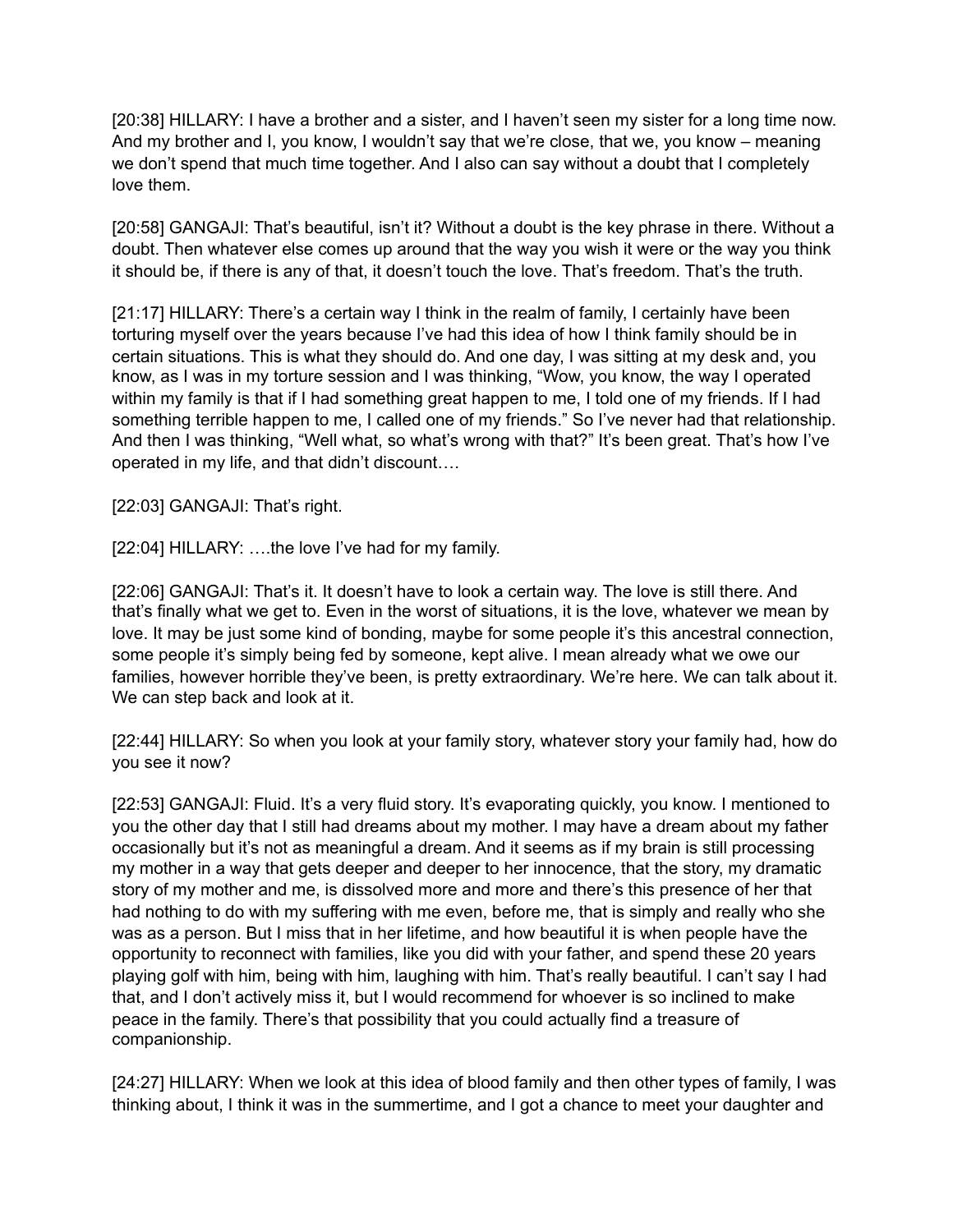[20:38] HILLARY: I have a brother and a sister, and I haven't seen my sister for a long time now. And my brother and I, you know, I wouldn't say that we're close, that we, you know – meaning we don't spend that much time together. And I also can say without a doubt that I completely love them.

[20:58] GANGAJI: That's beautiful, isn't it? Without a doubt is the key phrase in there. Without a doubt. Then whatever else comes up around that the way you wish it were or the way you think it should be, if there is any of that, it doesn't touch the love. That's freedom. That's the truth.

[21:17] HILLARY: There's a certain way I think in the realm of family, I certainly have been torturing myself over the years because I've had this idea of how I think family should be in certain situations. This is what they should do. And one day, I was sitting at my desk and, you know, as I was in my torture session and I was thinking, "Wow, you know, the way I operated within my family is that if I had something great happen to me, I told one of my friends. If I had something terrible happen to me, I called one of my friends." So I've never had that relationship. And then I was thinking, "Well what, so what's wrong with that?" It's been great. That's how I've operated in my life, and that didn't discount….

[22:03] GANGAJI: That's right.

[22:04] HILLARY: ….the love I've had for my family.

[22:06] GANGAJI: That's it. It doesn't have to look a certain way. The love is still there. And that's finally what we get to. Even in the worst of situations, it is the love, whatever we mean by love. It may be just some kind of bonding, maybe for some people it's this ancestral connection, some people it's simply being fed by someone, kept alive. I mean already what we owe our families, however horrible they've been, is pretty extraordinary. We're here. We can talk about it. We can step back and look at it.

[22:44] HILLARY: So when you look at your family story, whatever story your family had, how do you see it now?

[22:53] GANGAJI: Fluid. It's a very fluid story. It's evaporating quickly, you know. I mentioned to you the other day that I still had dreams about my mother. I may have a dream about my father occasionally but it's not as meaningful a dream. And it seems as if my brain is still processing my mother in a way that gets deeper and deeper to her innocence, that the story, my dramatic story of my mother and me, is dissolved more and more and there's this presence of her that had nothing to do with my suffering with me even, before me, that is simply and really who she was as a person. But I miss that in her lifetime, and how beautiful it is when people have the opportunity to reconnect with families, like you did with your father, and spend these 20 years playing golf with him, being with him, laughing with him. That's really beautiful. I can't say I had that, and I don't actively miss it, but I would recommend for whoever is so inclined to make peace in the family. There's that possibility that you could actually find a treasure of companionship.

[24:27] HILLARY: When we look at this idea of blood family and then other types of family, I was thinking about, I think it was in the summertime, and I got a chance to meet your daughter and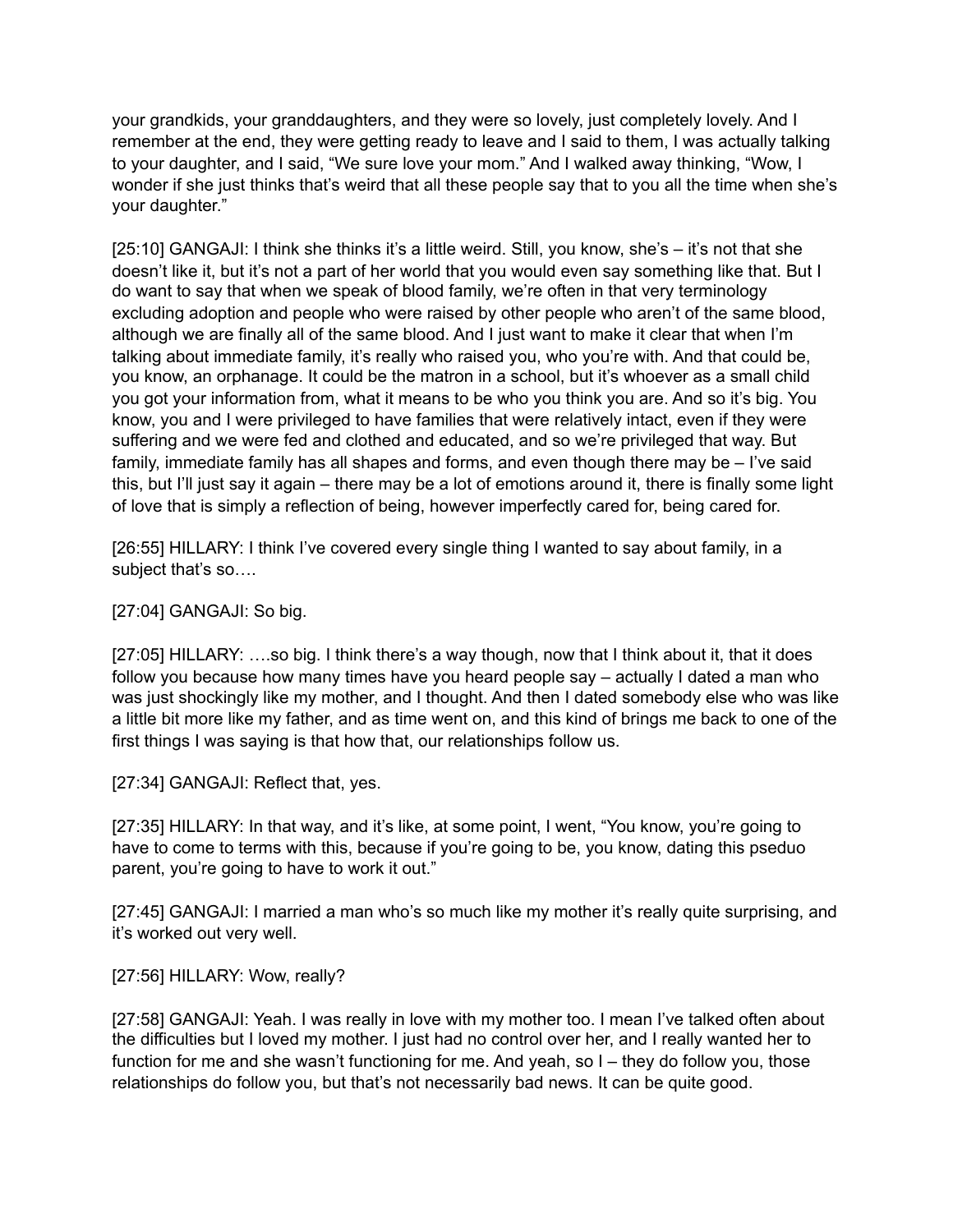your grandkids, your granddaughters, and they were so lovely, just completely lovely. And I remember at the end, they were getting ready to leave and I said to them, I was actually talking to your daughter, and I said, "We sure love your mom." And I walked away thinking, "Wow, I wonder if she just thinks that's weird that all these people say that to you all the time when she's your daughter."

[25:10] GANGAJI: I think she thinks it's a little weird. Still, you know, she's – it's not that she doesn't like it, but it's not a part of her world that you would even say something like that. But I do want to say that when we speak of blood family, we're often in that very terminology excluding adoption and people who were raised by other people who aren't of the same blood, although we are finally all of the same blood. And I just want to make it clear that when I'm talking about immediate family, it's really who raised you, who you're with. And that could be, you know, an orphanage. It could be the matron in a school, but it's whoever as a small child you got your information from, what it means to be who you think you are. And so it's big. You know, you and I were privileged to have families that were relatively intact, even if they were suffering and we were fed and clothed and educated, and so we're privileged that way. But family, immediate family has all shapes and forms, and even though there may be – I've said this, but I'll just say it again – there may be a lot of emotions around it, there is finally some light of love that is simply a reflection of being, however imperfectly cared for, being cared for.

[26:55] HILLARY: I think I've covered every single thing I wanted to say about family, in a subject that's so….

[27:04] GANGAJI: So big.

[27:05] HILLARY: ….so big. I think there's a way though, now that I think about it, that it does follow you because how many times have you heard people say – actually I dated a man who was just shockingly like my mother, and I thought. And then I dated somebody else who was like a little bit more like my father, and as time went on, and this kind of brings me back to one of the first things I was saying is that how that, our relationships follow us.

[27:34] GANGAJI: Reflect that, yes.

[27:35] HILLARY: In that way, and it's like, at some point, I went, "You know, you're going to have to come to terms with this, because if you're going to be, you know, dating this pseduo parent, you're going to have to work it out."

[27:45] GANGAJI: I married a man who's so much like my mother it's really quite surprising, and it's worked out very well.

[27:56] HILLARY: Wow, really?

[27:58] GANGAJI: Yeah. I was really in love with my mother too. I mean I've talked often about the difficulties but I loved my mother. I just had no control over her, and I really wanted her to function for me and she wasn't functioning for me. And yeah, so I – they do follow you, those relationships do follow you, but that's not necessarily bad news. It can be quite good.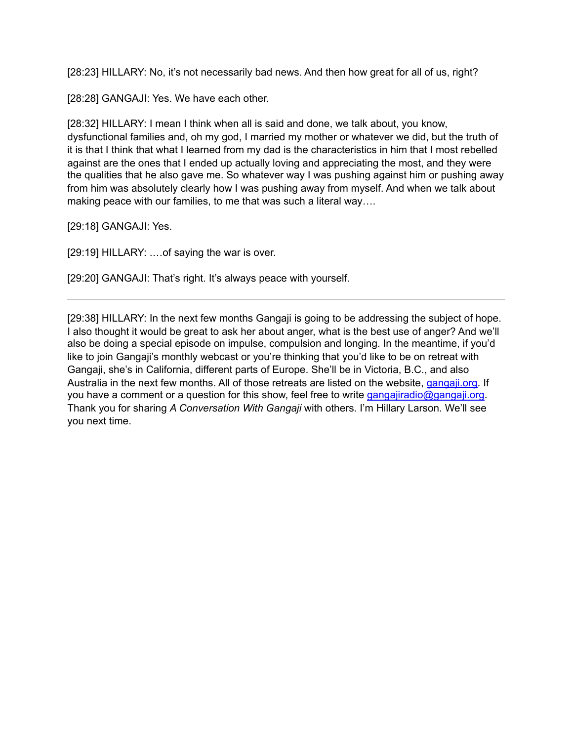[28:23] HILLARY: No, it's not necessarily bad news. And then how great for all of us, right?

[28:28] GANGAJI: Yes. We have each other.

[28:32] HILLARY: I mean I think when all is said and done, we talk about, you know, dysfunctional families and, oh my god, I married my mother or whatever we did, but the truth of it is that I think that what I learned from my dad is the characteristics in him that I most rebelled against are the ones that I ended up actually loving and appreciating the most, and they were the qualities that he also gave me. So whatever way I was pushing against him or pushing away from him was absolutely clearly how I was pushing away from myself. And when we talk about making peace with our families, to me that was such a literal way….

[29:18] GANGAJI: Yes.

[29:19] HILLARY: ….of saying the war is over.

[29:20] GANGAJI: That's right. It's always peace with yourself.

---

[29:38] HILLARY: In the next few months Gangaji is going to be addressing the subject of hope. I also thought it would be great to ask her about anger, what is the best use of anger? And we'll also be doing a special episode on impulse, compulsion and longing. In the meantime, if you'd like to join Gangaji's monthly webcast or you're thinking that you'd like to be on retreat with Gangaji, she's in California, different parts of Europe. She'll be in Victoria, B.C., and also Australia in the next few months. All of those retreats are listed on the website, [gangaji.org](gangaji.org). If you have a comment or a question for this show, feel free to write [gangajiradio@gangaji.org](mailto:gangajiradio@gangaji.org). Thank you for sharing *A Conversation With Gangaji* with others. I'm Hillary Larson. We'll see you next time.